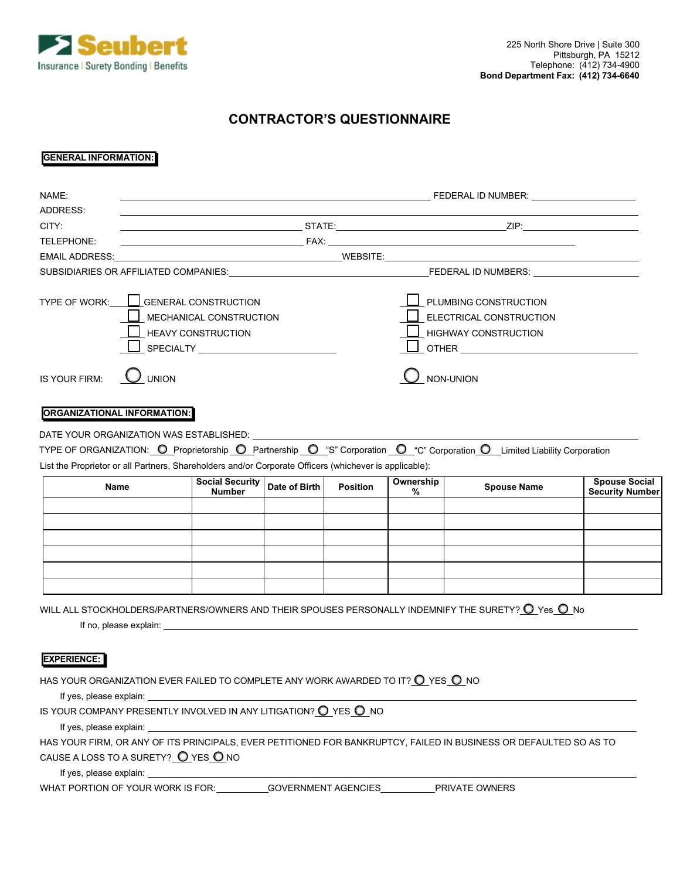**Seubert**
Insurance | Surety Bonding | Benefits

225 North Shore Drive | Suite 300
Pittsburgh, PA 15212
Telephone: (412) 734-4900
**Bond Department Fax: (412) 734-6640**

# CONTRACTOR'S QUESTIONNAIRE

## GENERAL INFORMATION:

NAME: ______________________________ FEDERAL ID NUMBER: ______________

ADDRESS: ______________________________

CITY: ______________ STATE: ______________ ZIP: ______________

TELEPHONE: ______________ FAX: ______________

EMAIL ADDRESS: ______________ WEBSITE: ______________

SUBSIDIARIES OR AFFILIATED COMPANIES: ______________ FEDERAL ID NUMBERS: ______________

TYPE OF WORK:
- ☐ GENERAL CONSTRUCTION
- ☐ MECHANICAL CONSTRUCTION
- ☐ HEAVY CONSTRUCTION
- ☐ SPECIALTY ______________
- ☐ PLUMBING CONSTRUCTION
- ☐ ELECTRICAL CONSTRUCTION
- ☐ HIGHWAY CONSTRUCTION
- ☐ OTHER ______________

IS YOUR FIRM: ○ UNION ○ NON-UNION

## ORGANIZATIONAL INFORMATION:

DATE YOUR ORGANIZATION WAS ESTABLISHED: ______________

TYPE OF ORGANIZATION: ○ Proprietorship ○ Partnership ○ "S" Corporation ○ "C" Corporation ○ Limited Liability Corporation

List the Proprietor or all Partners, Shareholders and/or Corporate Officers (whichever is applicable):

| Name | Social Security Number | Date of Birth | Position | Ownership % | Spouse Name | Spouse Social Security Number |
|---|---|---|---|---|---|---|
| | | | | | | |
| | | | | | | |
| | | | | | | |
| | | | | | | |
| | | | | | | |
| | | | | | | |

WILL ALL STOCKHOLDERS/PARTNERS/OWNERS AND THEIR SPOUSES PERSONALLY INDEMNIFY THE SURETY? ○ Yes ○ No

If no, please explain: ______________

## EXPERIENCE:

HAS YOUR ORGANIZATION EVER FAILED TO COMPLETE ANY WORK AWARDED TO IT? ○ YES ○ NO

If yes, please explain: ______________

IS YOUR COMPANY PRESENTLY INVOLVED IN ANY LITIGATION? ○ YES ○ NO

If yes, please explain: ______________

HAS YOUR FIRM, OR ANY OF ITS PRINCIPALS, EVER PETITIONED FOR BANKRUPTCY, FAILED IN BUSINESS OR DEFAULTED SO AS TO CAUSE A LOSS TO A SURETY? ○ YES ○ NO

If yes, please explain: ______________

WHAT PORTION OF YOUR WORK IS FOR: __________ GOVERNMENT AGENCIES __________ PRIVATE OWNERS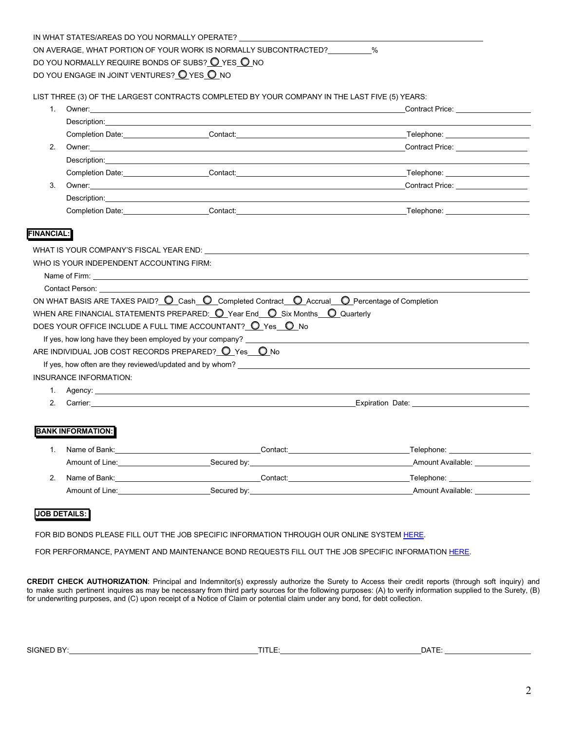IN WHAT STATES/AREAS DO YOU NORMALLY OPERATE? ____________________

ON AVERAGE, WHAT PORTION OF YOUR WORK IS NORMALLY SUBCONTRACTED? ________%

DO YOU NORMALLY REQUIRE BONDS OF SUBS? ○ YES ○ NO

DO YOU ENGAGE IN JOINT VENTURES? ○ YES ○ NO

LIST THREE (3) OF THE LARGEST CONTRACTS COMPLETED BY YOUR COMPANY IN THE LAST FIVE (5) YEARS:

1. Owner: ____________________ Contract Price: __________
   Description: ____________________
   Completion Date: __________ Contact: ____________________ Telephone: __________
2. Owner: ____________________ Contract Price: __________
   Description: ____________________
   Completion Date: __________ Contact: ____________________ Telephone: __________
3. Owner: ____________________ Contract Price: __________
   Description: ____________________
   Completion Date: __________ Contact: ____________________ Telephone: __________

## FINANCIAL:

WHAT IS YOUR COMPANY'S FISCAL YEAR END: ____________________

WHO IS YOUR INDEPENDENT ACCOUNTING FIRM:

Name of Firm: ____________________

Contact Person: ____________________

ON WHAT BASIS ARE TAXES PAID? ○ Cash ○ Completed Contract ○ Accrual ○ Percentage of Completion

WHEN ARE FINANCIAL STATEMENTS PREPARED: ○ Year End ○ Six Months ○ Quarterly

DOES YOUR OFFICE INCLUDE A FULL TIME ACCOUNTANT? ○ Yes ○ No

If yes, how long have they been employed by your company? ____________________

ARE INDIVIDUAL JOB COST RECORDS PREPARED? ○ Yes ○ No

If yes, how often are they reviewed/updated and by whom? ____________________

INSURANCE INFORMATION:

1. Agency: ____________________
2. Carrier: ____________________ Expiration Date: __________

## BANK INFORMATION:

1. Name of Bank: __________ Contact: __________ Telephone: __________
   Amount of Line: __________ Secured by: __________ Amount Available: __________
2. Name of Bank: __________ Contact: __________ Telephone: __________
   Amount of Line: __________ Secured by: __________ Amount Available: __________

## JOB DETAILS:

FOR BID BONDS PLEASE FILL OUT THE JOB SPECIFIC INFORMATION THROUGH OUR ONLINE SYSTEM HERE.

FOR PERFORMANCE, PAYMENT AND MAINTENANCE BOND REQUESTS FILL OUT THE JOB SPECIFIC INFORMATION HERE.

**CREDIT CHECK AUTHORIZATION**: Principal and Indemnitor(s) expressly authorize the Surety to Access their credit reports (through soft inquiry) and to make such pertinent inquires as may be necessary from third party sources for the following purposes: (A) to verify information supplied to the Surety, (B) for underwriting purposes, and (C) upon receipt of a Notice of Claim or potential claim under any bond, for debt collection.

SIGNED BY: ____________________ TITLE: ____________________ DATE: __________